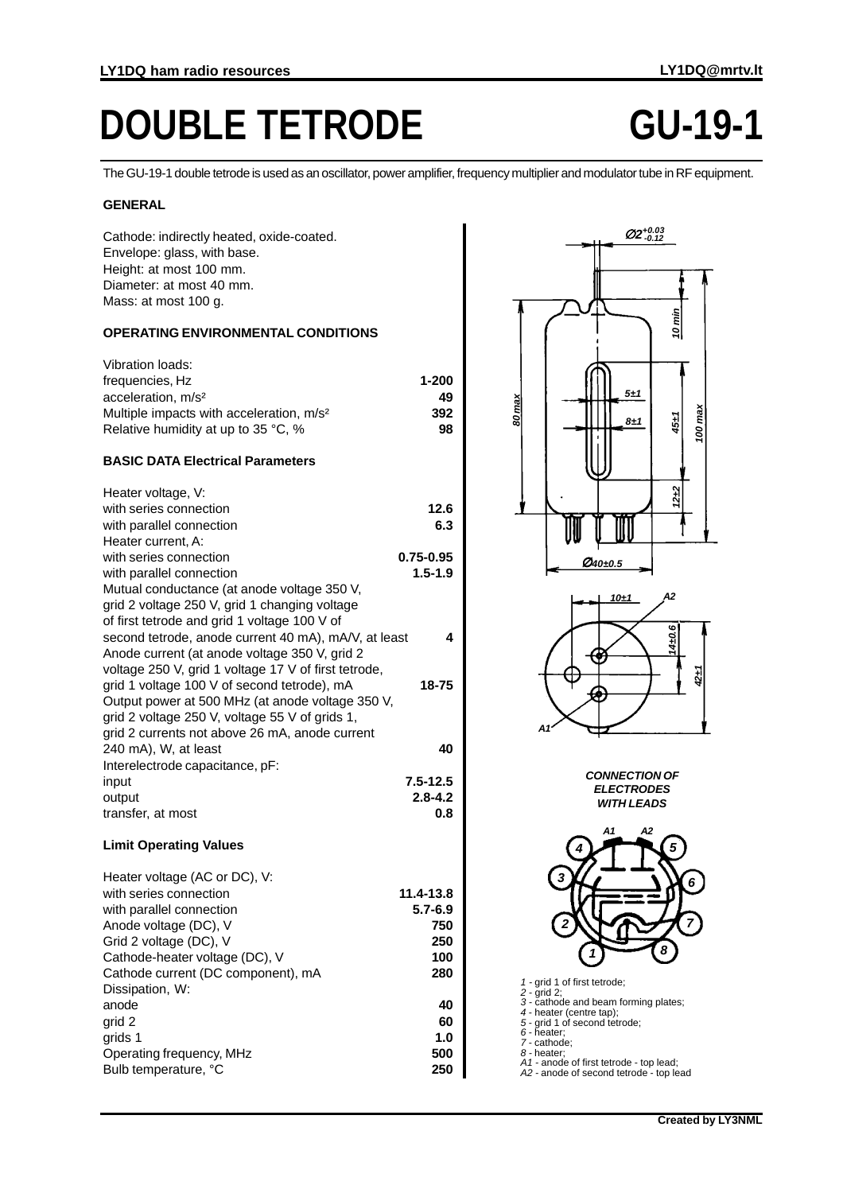# DOUBLE TETRODE GU-19-1

The GU-19-1 double tetrode is used as an oscillator, power amplifier, frequency multiplier and modulator tube in RF equipment.

## GENERAL

Cathode: indirectly heated, oxide-coated.
Envelope: glass, with base.
Height: at most 100 mm.
Diameter: at most 40 mm.
Mass: at most 100 g.

## OPERATING ENVIRONMENTAL CONDITIONS

| | |
|---|---|
| Vibration loads: | |
| frequencies, Hz | 1-200 |
| acceleration, m/s² | 49 |
| Multiple impacts with acceleration, m/s² | 392 |
| Relative humidity at up to 35 °C, % | 98 |

## BASIC DATA Electrical Parameters

| | |
|---|---|
| Heater voltage, V: | |
| with series connection | 12.6 |
| with parallel connection | 6.3 |
| Heater current, A: | |
| with series connection | 0.75-0.95 |
| with parallel connection | 1.5-1.9 |
| Mutual conductance (at anode voltage 350 V, grid 2 voltage 250 V, grid 1 changing voltage of first tetrode and grid 1 voltage 100 V of second tetrode, anode current 40 mA), mA/V, at least | 4 |
| Anode current (at anode voltage 350 V, grid 2 voltage 250 V, grid 1 voltage 17 V of first tetrode, grid 1 voltage 100 V of second tetrode), mA | 18-75 |
| Output power at 500 MHz (at anode voltage 350 V, grid 2 voltage 250 V, voltage 55 V of grids 1, grid 2 currents not above 26 mA, anode current 240 mA), W, at least | 40 |
| Interelectrode capacitance, pF: | |
| input | 7.5-12.5 |
| output | 2.8-4.2 |
| transfer, at most | 0.8 |

## Limit Operating Values

| | |
|---|---|
| Heater voltage (AC or DC), V: | |
| with series connection | 11.4-13.8 |
| with parallel connection | 5.7-6.9 |
| Anode voltage (DC), V | 750 |
| Grid 2 voltage (DC), V | 250 |
| Cathode-heater voltage (DC), V | 100 |
| Cathode current (DC component), mA | 280 |
| Dissipation, W: | |
| anode | 40 |
| grid 2 | 60 |
| grids 1 | 1.0 |
| Operating frequency, MHz | 500 |
| Bulb temperature, °C | 250 |

Ø2 +0.03 -0.12
10 min
5±1
8±1
80 max
45±1
100 max
12±2
Ø40±0.5
10±1
A2
14±0.6
42±1
A1

**CONNECTION OF ELECTRODES WITH LEADS**

A1 A2
4 5 3 6 2 7 1 8

*1* - grid 1 of first tetrode;
*2* - grid 2;
*3* - cathode and beam forming plates;
*4* - heater (centre tap);
*5* - grid 1 of second tetrode;
*6* - heater;
*7* - cathode;
*8* - heater;
*A1* - anode of first tetrode - top lead;
*A2* - anode of second tetrode - top lead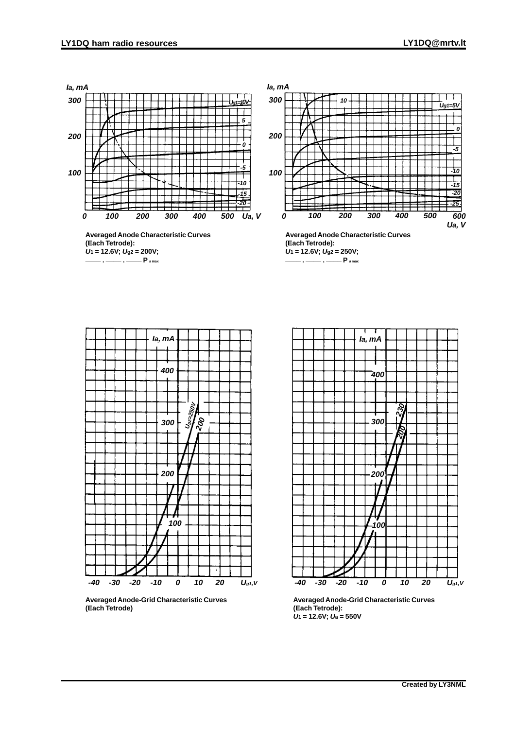Ia, mA

300

200

100

0 100 200 300 400 500 Ua, V

Ug1=10V

5

0

-5

-10

-15

-20

Averaged Anode Characteristic Curves
(Each Tetrode):
$U_1$ = 12.6V; $U_{g2}$ = 200V;
—— . —— . —— $P_{a\,max}$

Ia, mA

300

200

100

0 100 200 300 400 500 600 Ua, V

10

Ug1=5V

0

-5

-10

-15

-20

-25

Averaged Anode Characteristic Curves
(Each Tetrode):
$U_1$ = 12.6V; $U_{g2}$ = 250V;
—— . —— . —— $P_{a\,max}$

Ia, mA

400

300

200

100

-40 -30 -20 -10 0 10 20 $U_{g1}$,V

Ug2=250V

200

Averaged Anode-Grid Characteristic Curves
(Each Tetrode)

Ia, mA

400

300

200

100

-40 -30 -20 -10 0 10 20 $U_{g1}$,V

230

200

Averaged Anode-Grid Characteristic Curves
(Each Tetrode):
$U_1$ = 12.6V; $U_a$ = 550V